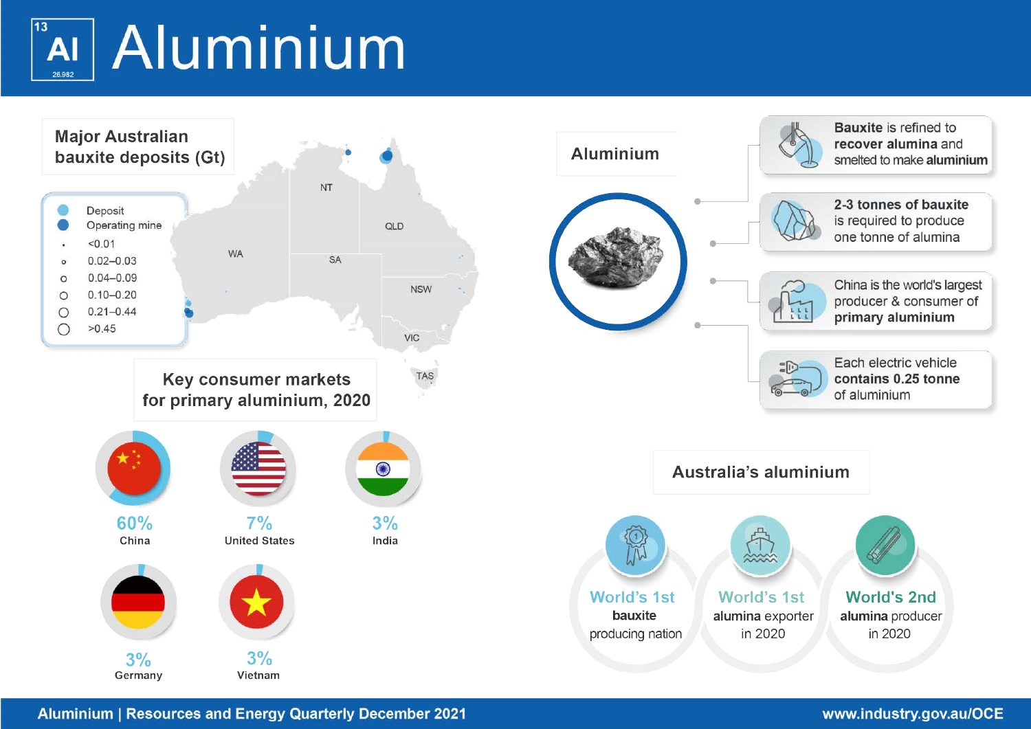# Aluminium

13 Al 26.982

## Major Australian bauxite deposits (Gt)

- Deposit
- Operating mine
- <0.01
- 0.02–0.03
- 0.04–0.09
- 0.10–0.20
- 0.21–0.44
- >0.45

NT, QLD, WA, SA, NSW, VIC, TAS

## Key consumer markets for primary aluminium, 2020

| Country | Share |
|---|---|
| China | 60% |
| United States | 7% |
| India | 3% |
| Germany | 3% |
| Vietnam | 3% |

## Aluminium

- **Bauxite** is refined to **recover alumina** and smelted to make **aluminium**
- **2-3 tonnes of bauxite** is required to produce one tonne of alumina
- China is the world's largest producer & consumer of **primary aluminium**
- Each electric vehicle **contains 0.25 tonne** of aluminium

## Australia's aluminium

- World's 1st **bauxite** producing nation
- World's 1st **alumina** exporter in 2020
- World's 2nd **alumina** producer in 2020

Aluminium | Resources and Energy Quarterly December 2021

www.industry.gov.au/OCE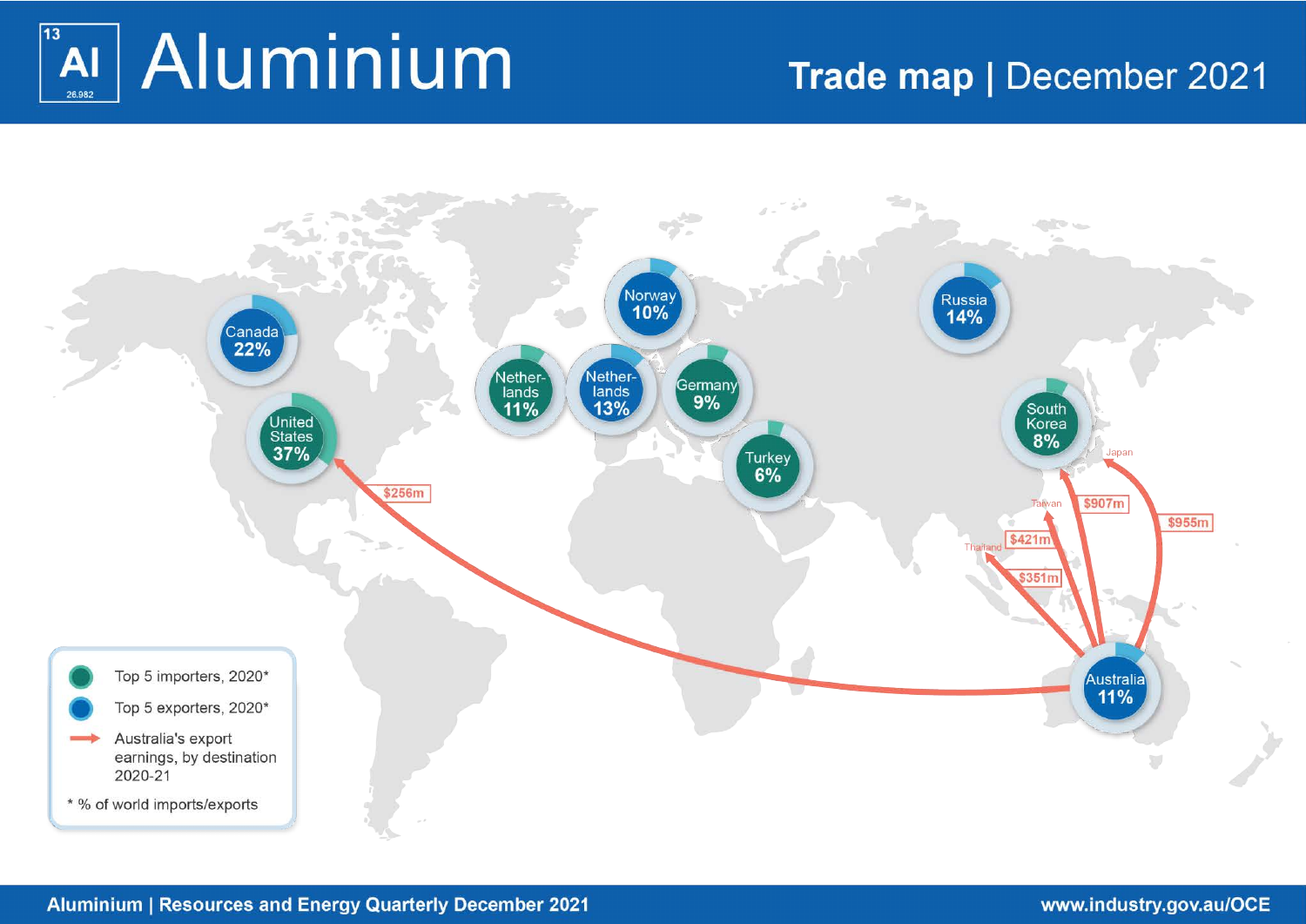# Aluminium

## Trade map | December 2021

Canada 22%

United States 37%

Norway 10%

Netherlands 11%

Netherlands 13%

Germany 9%

Turkey 6%

Russia 14%

South Korea 8%

Australia 11%

Japan

Taiwan

Thailand

$256m

$907m

$955m

$421m

$351m

- Top 5 importers, 2020*
- Top 5 exporters, 2020*
- Australia's export earnings, by destination 2020-21

\* % of world imports/exports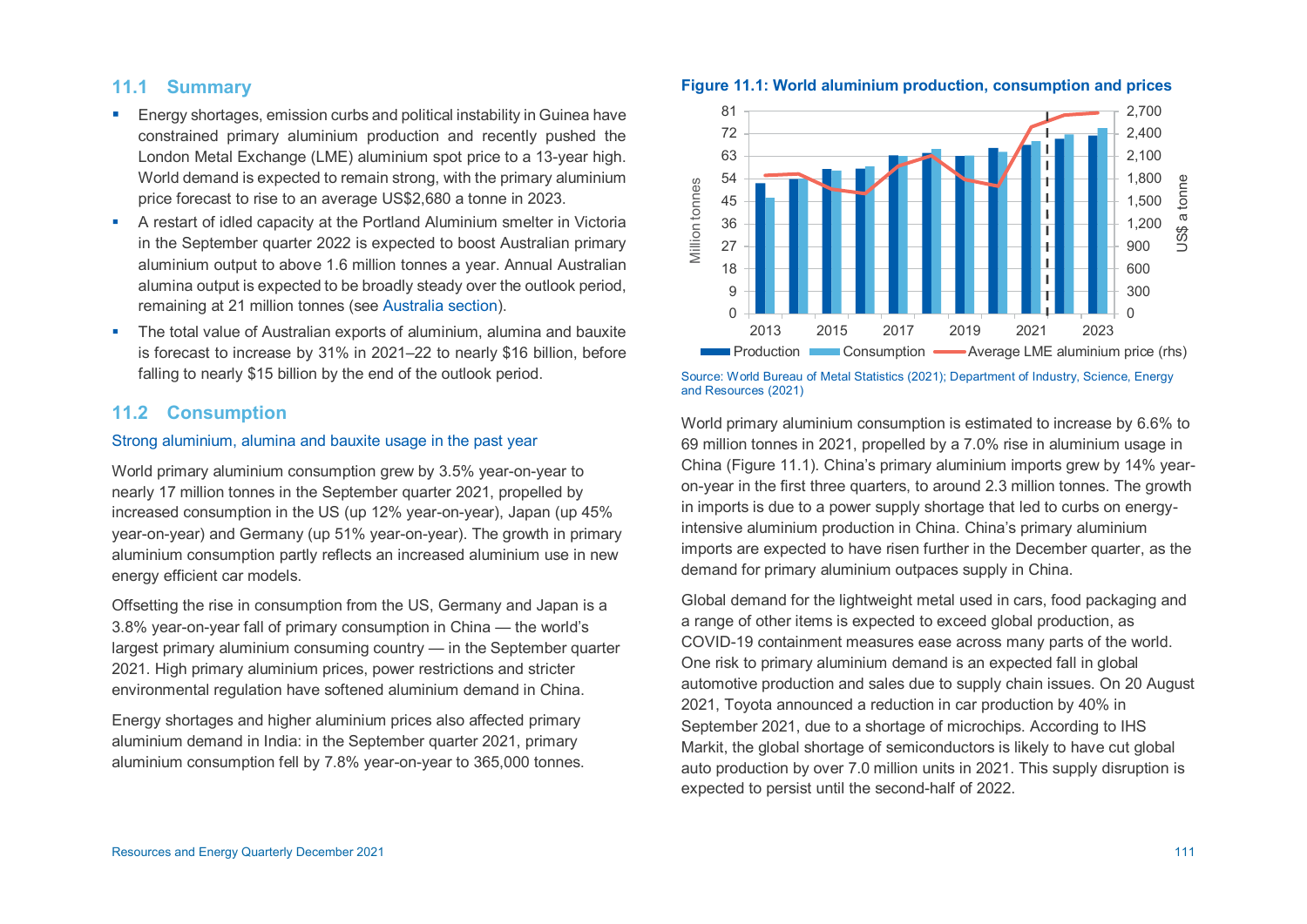## 11.1 Summary

- Energy shortages, emission curbs and political instability in Guinea have constrained primary aluminium production and recently pushed the London Metal Exchange (LME) aluminium spot price to a 13-year high. World demand is expected to remain strong, with the primary aluminium price forecast to rise to an average US$2,680 a tonne in 2023.
- A restart of idled capacity at the Portland Aluminium smelter in Victoria in the September quarter 2022 is expected to boost Australian primary aluminium output to above 1.6 million tonnes a year. Annual Australian alumina output is expected to be broadly steady over the outlook period, remaining at 21 million tonnes (see Australia section).
- The total value of Australian exports of aluminium, alumina and bauxite is forecast to increase by 31% in 2021–22 to nearly $16 billion, before falling to nearly $15 billion by the end of the outlook period.

## 11.2 Consumption

### Strong aluminium, alumina and bauxite usage in the past year

World primary aluminium consumption grew by 3.5% year-on-year to nearly 17 million tonnes in the September quarter 2021, propelled by increased consumption in the US (up 12% year-on-year), Japan (up 45% year-on-year) and Germany (up 51% year-on-year). The growth in primary aluminium consumption partly reflects an increased aluminium use in new energy efficient car models.

Offsetting the rise in consumption from the US, Germany and Japan is a 3.8% year-on-year fall of primary consumption in China — the world's largest primary aluminium consuming country — in the September quarter 2021. High primary aluminium prices, power restrictions and stricter environmental regulation have softened aluminium demand in China.

Energy shortages and higher aluminium prices also affected primary aluminium demand in India: in the September quarter 2021, primary aluminium consumption fell by 7.8% year-on-year to 365,000 tonnes.

**Figure 11.1: World aluminium production, consumption and prices**

Source: World Bureau of Metal Statistics (2021); Department of Industry, Science, Energy and Resources (2021)

World primary aluminium consumption is estimated to increase by 6.6% to 69 million tonnes in 2021, propelled by a 7.0% rise in aluminium usage in China (Figure 11.1). China's primary aluminium imports grew by 14% year-on-year in the first three quarters, to around 2.3 million tonnes. The growth in imports is due to a power supply shortage that led to curbs on energy-intensive aluminium production in China. China's primary aluminium imports are expected to have risen further in the December quarter, as the demand for primary aluminium outpaces supply in China.

Global demand for the lightweight metal used in cars, food packaging and a range of other items is expected to exceed global production, as COVID-19 containment measures ease across many parts of the world. One risk to primary aluminium demand is an expected fall in global automotive production and sales due to supply chain issues. On 20 August 2021, Toyota announced a reduction in car production by 40% in September 2021, due to a shortage of microchips. According to IHS Markit, the global shortage of semiconductors is likely to have cut global auto production by over 7.0 million units in 2021. This supply disruption is expected to persist until the second-half of 2022.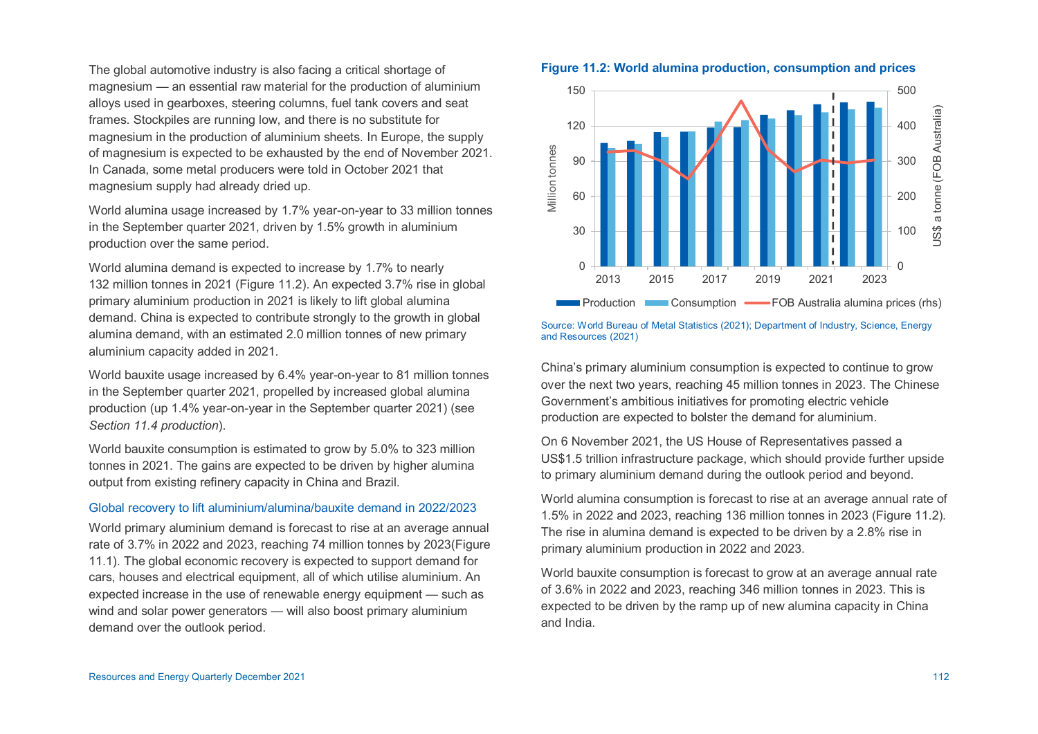The global automotive industry is also facing a critical shortage of magnesium — an essential raw material for the production of aluminium alloys used in gearboxes, steering columns, fuel tank covers and seat frames. Stockpiles are running low, and there is no substitute for magnesium in the production of aluminium sheets. In Europe, the supply of magnesium is expected to be exhausted by the end of November 2021. In Canada, some metal producers were told in October 2021 that magnesium supply had already dried up.

World alumina usage increased by 1.7% year-on-year to 33 million tonnes in the September quarter 2021, driven by 1.5% growth in aluminium production over the same period.

World alumina demand is expected to increase by 1.7% to nearly 132 million tonnes in 2021 (Figure 11.2). An expected 3.7% rise in global primary aluminium production in 2021 is likely to lift global alumina demand. China is expected to contribute strongly to the growth in global alumina demand, with an estimated 2.0 million tonnes of new primary aluminium capacity added in 2021.

World bauxite usage increased by 6.4% year-on-year to 81 million tonnes in the September quarter 2021, propelled by increased global alumina production (up 1.4% year-on-year in the September quarter 2021) (see *Section 11.4 production*).

World bauxite consumption is estimated to grow by 5.0% to 323 million tonnes in 2021. The gains are expected to be driven by higher alumina output from existing refinery capacity in China and Brazil.

### Global recovery to lift aluminium/alumina/bauxite demand in 2022/2023

World primary aluminium demand is forecast to rise at an average annual rate of 3.7% in 2022 and 2023, reaching 74 million tonnes by 2023(Figure 11.1). The global economic recovery is expected to support demand for cars, houses and electrical equipment, all of which utilise aluminium. An expected increase in the use of renewable energy equipment — such as wind and solar power generators — will also boost primary aluminium demand over the outlook period.

**Figure 11.2: World alumina production, consumption and prices**

Source: World Bureau of Metal Statistics (2021); Department of Industry, Science, Energy and Resources (2021)

China's primary aluminium consumption is expected to continue to grow over the next two years, reaching 45 million tonnes in 2023. The Chinese Government's ambitious initiatives for promoting electric vehicle production are expected to bolster the demand for aluminium.

On 6 November 2021, the US House of Representatives passed a US$1.5 trillion infrastructure package, which should provide further upside to primary aluminium demand during the outlook period and beyond.

World alumina consumption is forecast to rise at an average annual rate of 1.5% in 2022 and 2023, reaching 136 million tonnes in 2023 (Figure 11.2). The rise in alumina demand is expected to be driven by a 2.8% rise in primary aluminium production in 2022 and 2023.

World bauxite consumption is forecast to grow at an average annual rate of 3.6% in 2022 and 2023, reaching 346 million tonnes in 2023. This is expected to be driven by the ramp up of new alumina capacity in China and India.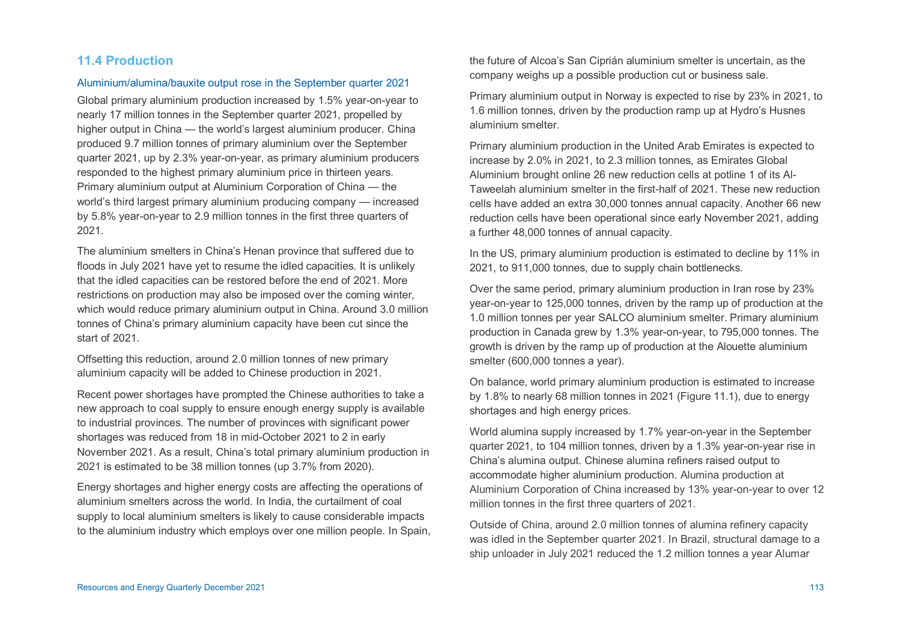## 11.4 Production

### Aluminium/alumina/bauxite output rose in the September quarter 2021

Global primary aluminium production increased by 1.5% year-on-year to nearly 17 million tonnes in the September quarter 2021, propelled by higher output in China — the world's largest aluminium producer. China produced 9.7 million tonnes of primary aluminium over the September quarter 2021, up by 2.3% year-on-year, as primary aluminium producers responded to the highest primary aluminium price in thirteen years. Primary aluminium output at Aluminium Corporation of China — the world's third largest primary aluminium producing company — increased by 5.8% year-on-year to 2.9 million tonnes in the first three quarters of 2021.

The aluminium smelters in China's Henan province that suffered due to floods in July 2021 have yet to resume the idled capacities. It is unlikely that the idled capacities can be restored before the end of 2021. More restrictions on production may also be imposed over the coming winter, which would reduce primary aluminium output in China. Around 3.0 million tonnes of China's primary aluminium capacity have been cut since the start of 2021.

Offsetting this reduction, around 2.0 million tonnes of new primary aluminium capacity will be added to Chinese production in 2021.

Recent power shortages have prompted the Chinese authorities to take a new approach to coal supply to ensure enough energy supply is available to industrial provinces. The number of provinces with significant power shortages was reduced from 18 in mid-October 2021 to 2 in early November 2021. As a result, China's total primary aluminium production in 2021 is estimated to be 38 million tonnes (up 3.7% from 2020).

Energy shortages and higher energy costs are affecting the operations of aluminium smelters across the world. In India, the curtailment of coal supply to local aluminium smelters is likely to cause considerable impacts to the aluminium industry which employs over one million people. In Spain, the future of Alcoa's San Ciprián aluminium smelter is uncertain, as the company weighs up a possible production cut or business sale.

Primary aluminium output in Norway is expected to rise by 23% in 2021, to 1.6 million tonnes, driven by the production ramp up at Hydro's Husnes aluminium smelter.

Primary aluminium production in the United Arab Emirates is expected to increase by 2.0% in 2021, to 2.3 million tonnes, as Emirates Global Aluminium brought online 26 new reduction cells at potline 1 of its Al-Taweelah aluminium smelter in the first-half of 2021. These new reduction cells have added an extra 30,000 tonnes annual capacity. Another 66 new reduction cells have been operational since early November 2021, adding a further 48,000 tonnes of annual capacity.

In the US, primary aluminium production is estimated to decline by 11% in 2021, to 911,000 tonnes, due to supply chain bottlenecks.

Over the same period, primary aluminium production in Iran rose by 23% year-on-year to 125,000 tonnes, driven by the ramp up of production at the 1.0 million tonnes per year SALCO aluminium smelter. Primary aluminium production in Canada grew by 1.3% year-on-year, to 795,000 tonnes. The growth is driven by the ramp up of production at the Alouette aluminium smelter (600,000 tonnes a year).

On balance, world primary aluminium production is estimated to increase by 1.8% to nearly 68 million tonnes in 2021 (Figure 11.1), due to energy shortages and high energy prices.

World alumina supply increased by 1.7% year-on-year in the September quarter 2021, to 104 million tonnes, driven by a 1.3% year-on-year rise in China's alumina output. Chinese alumina refiners raised output to accommodate higher aluminium production. Alumina production at Aluminium Corporation of China increased by 13% year-on-year to over 12 million tonnes in the first three quarters of 2021.

Outside of China, around 2.0 million tonnes of alumina refinery capacity was idled in the September quarter 2021. In Brazil, structural damage to a ship unloader in July 2021 reduced the 1.2 million tonnes a year Alumar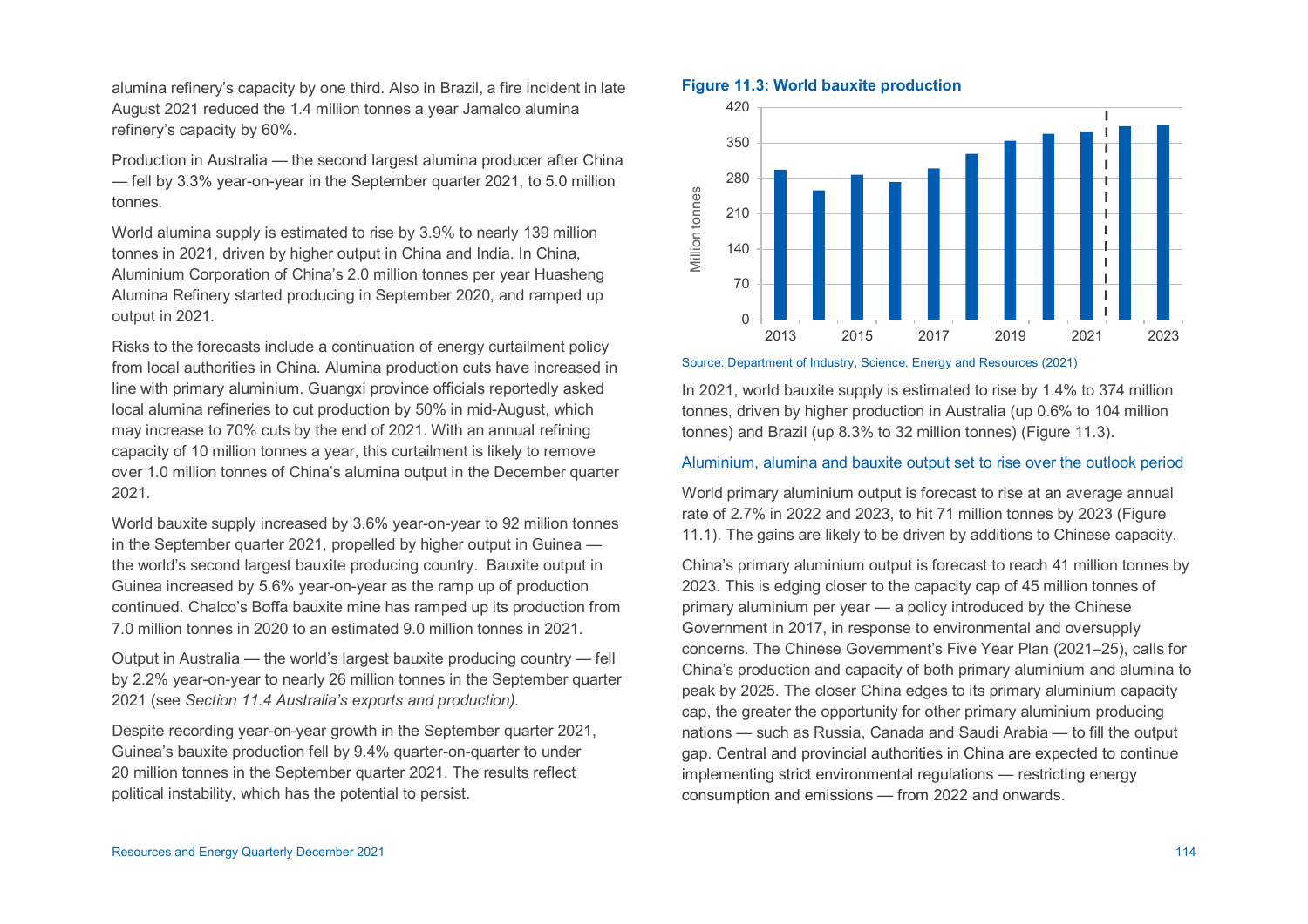alumina refinery's capacity by one third. Also in Brazil, a fire incident in late August 2021 reduced the 1.4 million tonnes a year Jamalco alumina refinery's capacity by 60%.

Production in Australia — the second largest alumina producer after China — fell by 3.3% year-on-year in the September quarter 2021, to 5.0 million tonnes.

World alumina supply is estimated to rise by 3.9% to nearly 139 million tonnes in 2021, driven by higher output in China and India. In China, Aluminium Corporation of China's 2.0 million tonnes per year Huasheng Alumina Refinery started producing in September 2020, and ramped up output in 2021.

Risks to the forecasts include a continuation of energy curtailment policy from local authorities in China. Alumina production cuts have increased in line with primary aluminium. Guangxi province officials reportedly asked local alumina refineries to cut production by 50% in mid-August, which may increase to 70% cuts by the end of 2021. With an annual refining capacity of 10 million tonnes a year, this curtailment is likely to remove over 1.0 million tonnes of China's alumina output in the December quarter 2021.

World bauxite supply increased by 3.6% year-on-year to 92 million tonnes in the September quarter 2021, propelled by higher output in Guinea — the world's second largest bauxite producing country. Bauxite output in Guinea increased by 5.6% year-on-year as the ramp up of production continued. Chalco's Boffa bauxite mine has ramped up its production from 7.0 million tonnes in 2020 to an estimated 9.0 million tonnes in 2021.

Output in Australia — the world's largest bauxite producing country — fell by 2.2% year-on-year to nearly 26 million tonnes in the September quarter 2021 (see *Section 11.4 Australia's exports and production).*

Despite recording year-on-year growth in the September quarter 2021, Guinea's bauxite production fell by 9.4% quarter-on-quarter to under 20 million tonnes in the September quarter 2021. The results reflect political instability, which has the potential to persist.

**Figure 11.3: World bauxite production**

Source: Department of Industry, Science, Energy and Resources (2021)

In 2021, world bauxite supply is estimated to rise by 1.4% to 374 million tonnes, driven by higher production in Australia (up 0.6% to 104 million tonnes) and Brazil (up 8.3% to 32 million tonnes) (Figure 11.3).

### Aluminium, alumina and bauxite output set to rise over the outlook period

World primary aluminium output is forecast to rise at an average annual rate of 2.7% in 2022 and 2023, to hit 71 million tonnes by 2023 (Figure 11.1). The gains are likely to be driven by additions to Chinese capacity.

China's primary aluminium output is forecast to reach 41 million tonnes by 2023. This is edging closer to the capacity cap of 45 million tonnes of primary aluminium per year — a policy introduced by the Chinese Government in 2017, in response to environmental and oversupply concerns. The Chinese Government's Five Year Plan (2021–25), calls for China's production and capacity of both primary aluminium and alumina to peak by 2025. The closer China edges to its primary aluminium capacity cap, the greater the opportunity for other primary aluminium producing nations — such as Russia, Canada and Saudi Arabia — to fill the output gap. Central and provincial authorities in China are expected to continue implementing strict environmental regulations — restricting energy consumption and emissions — from 2022 and onwards.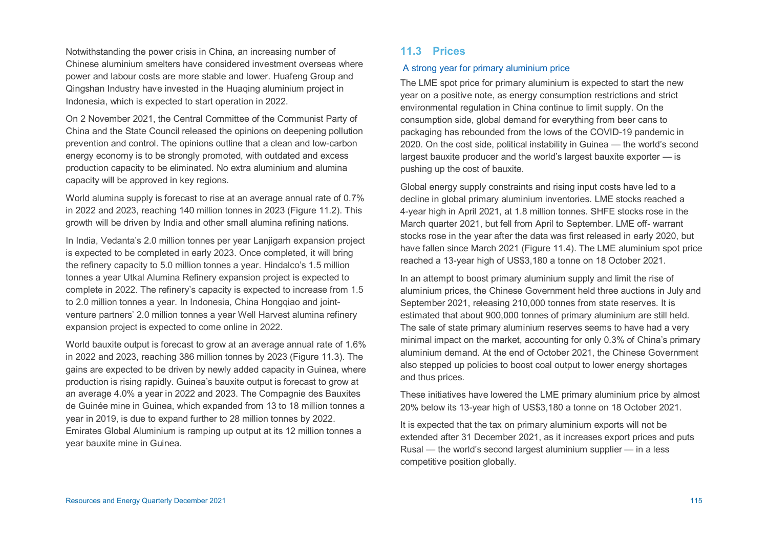Notwithstanding the power crisis in China, an increasing number of Chinese aluminium smelters have considered investment overseas where power and labour costs are more stable and lower. Huafeng Group and Qingshan Industry have invested in the Huaqing aluminium project in Indonesia, which is expected to start operation in 2022.

On 2 November 2021, the Central Committee of the Communist Party of China and the State Council released the opinions on deepening pollution prevention and control. The opinions outline that a clean and low-carbon energy economy is to be strongly promoted, with outdated and excess production capacity to be eliminated. No extra aluminium and alumina capacity will be approved in key regions.

World alumina supply is forecast to rise at an average annual rate of 0.7% in 2022 and 2023, reaching 140 million tonnes in 2023 (Figure 11.2). This growth will be driven by India and other small alumina refining nations.

In India, Vedanta's 2.0 million tonnes per year Lanjigarh expansion project is expected to be completed in early 2023. Once completed, it will bring the refinery capacity to 5.0 million tonnes a year. Hindalco's 1.5 million tonnes a year Utkal Alumina Refinery expansion project is expected to complete in 2022. The refinery's capacity is expected to increase from 1.5 to 2.0 million tonnes a year. In Indonesia, China Hongqiao and joint-venture partners' 2.0 million tonnes a year Well Harvest alumina refinery expansion project is expected to come online in 2022.

World bauxite output is forecast to grow at an average annual rate of 1.6% in 2022 and 2023, reaching 386 million tonnes by 2023 (Figure 11.3). The gains are expected to be driven by newly added capacity in Guinea, where production is rising rapidly. Guinea's bauxite output is forecast to grow at an average 4.0% a year in 2022 and 2023. The Compagnie des Bauxites de Guinée mine in Guinea, which expanded from 13 to 18 million tonnes a year in 2019, is due to expand further to 28 million tonnes by 2022. Emirates Global Aluminium is ramping up output at its 12 million tonnes a year bauxite mine in Guinea.

## 11.3 Prices

### A strong year for primary aluminium price

The LME spot price for primary aluminium is expected to start the new year on a positive note, as energy consumption restrictions and strict environmental regulation in China continue to limit supply. On the consumption side, global demand for everything from beer cans to packaging has rebounded from the lows of the COVID-19 pandemic in 2020. On the cost side, political instability in Guinea — the world's second largest bauxite producer and the world's largest bauxite exporter — is pushing up the cost of bauxite.

Global energy supply constraints and rising input costs have led to a decline in global primary aluminium inventories. LME stocks reached a 4-year high in April 2021, at 1.8 million tonnes. SHFE stocks rose in the March quarter 2021, but fell from April to September. LME off- warrant stocks rose in the year after the data was first released in early 2020, but have fallen since March 2021 (Figure 11.4). The LME aluminium spot price reached a 13-year high of US$3,180 a tonne on 18 October 2021.

In an attempt to boost primary aluminium supply and limit the rise of aluminium prices, the Chinese Government held three auctions in July and September 2021, releasing 210,000 tonnes from state reserves. It is estimated that about 900,000 tonnes of primary aluminium are still held. The sale of state primary aluminium reserves seems to have had a very minimal impact on the market, accounting for only 0.3% of China's primary aluminium demand. At the end of October 2021, the Chinese Government also stepped up policies to boost coal output to lower energy shortages and thus prices.

These initiatives have lowered the LME primary aluminium price by almost 20% below its 13-year high of US$3,180 a tonne on 18 October 2021.

It is expected that the tax on primary aluminium exports will not be extended after 31 December 2021, as it increases export prices and puts Rusal — the world's second largest aluminium supplier — in a less competitive position globally.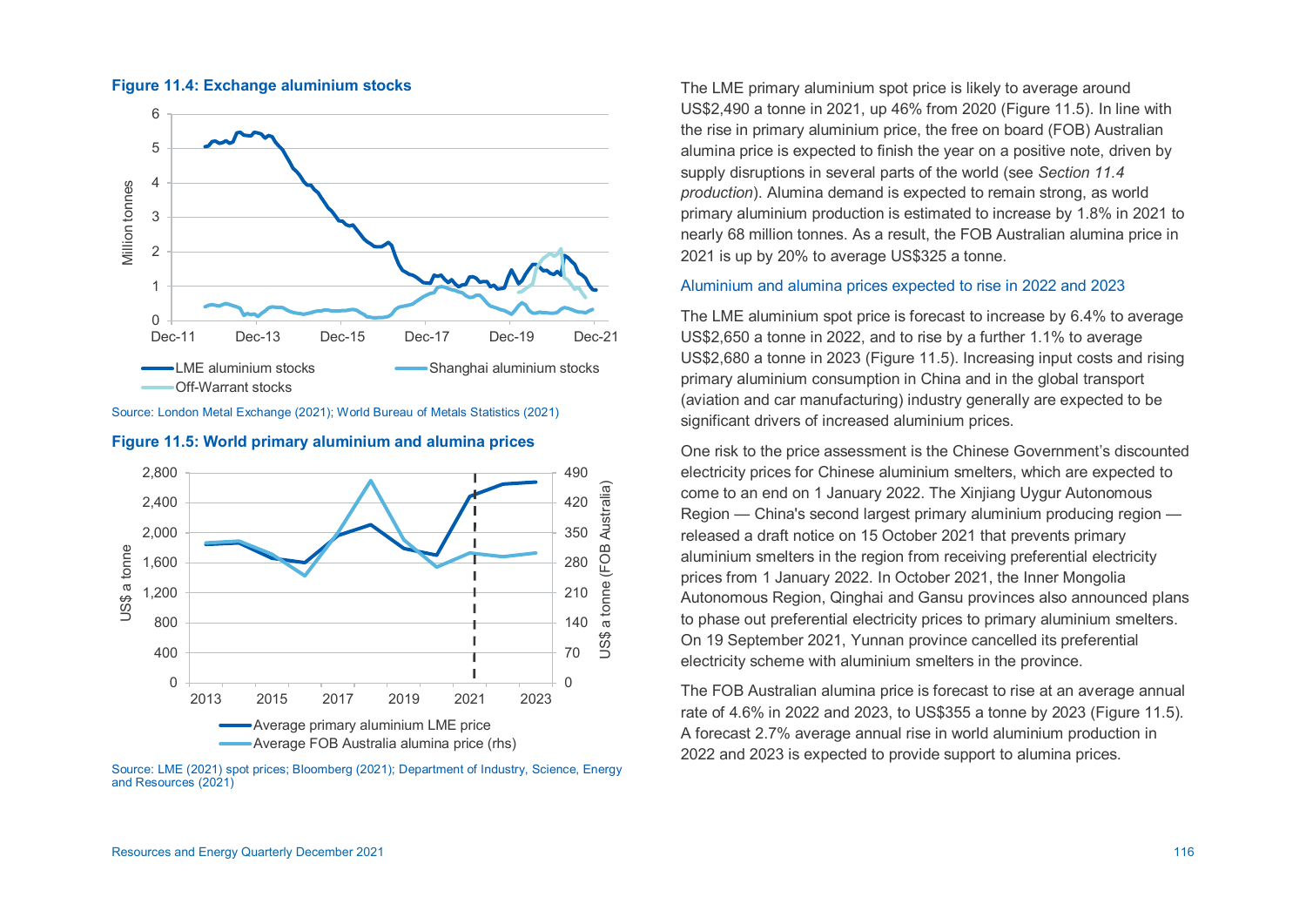**Figure 11.4: Exchange aluminium stocks**

Source: London Metal Exchange (2021); World Bureau of Metals Statistics (2021)

**Figure 11.5: World primary aluminium and alumina prices**

Source: LME (2021) spot prices; Bloomberg (2021); Department of Industry, Science, Energy and Resources (2021)

The LME primary aluminium spot price is likely to average around US$2,490 a tonne in 2021, up 46% from 2020 (Figure 11.5). In line with the rise in primary aluminium price, the free on board (FOB) Australian alumina price is expected to finish the year on a positive note, driven by supply disruptions in several parts of the world (see *Section 11.4 production*). Alumina demand is expected to remain strong, as world primary aluminium production is estimated to increase by 1.8% in 2021 to nearly 68 million tonnes. As a result, the FOB Australian alumina price in 2021 is up by 20% to average US$325 a tonne.

### Aluminium and alumina prices expected to rise in 2022 and 2023

The LME aluminium spot price is forecast to increase by 6.4% to average US$2,650 a tonne in 2022, and to rise by a further 1.1% to average US$2,680 a tonne in 2023 (Figure 11.5). Increasing input costs and rising primary aluminium consumption in China and in the global transport (aviation and car manufacturing) industry generally are expected to be significant drivers of increased aluminium prices.

One risk to the price assessment is the Chinese Government's discounted electricity prices for Chinese aluminium smelters, which are expected to come to an end on 1 January 2022. The Xinjiang Uygur Autonomous Region — China's second largest primary aluminium producing region — released a draft notice on 15 October 2021 that prevents primary aluminium smelters in the region from receiving preferential electricity prices from 1 January 2022. In October 2021, the Inner Mongolia Autonomous Region, Qinghai and Gansu provinces also announced plans to phase out preferential electricity prices to primary aluminium smelters. On 19 September 2021, Yunnan province cancelled its preferential electricity scheme with aluminium smelters in the province.

The FOB Australian alumina price is forecast to rise at an average annual rate of 4.6% in 2022 and 2023, to US$355 a tonne by 2023 (Figure 11.5). A forecast 2.7% average annual rise in world aluminium production in 2022 and 2023 is expected to provide support to alumina prices.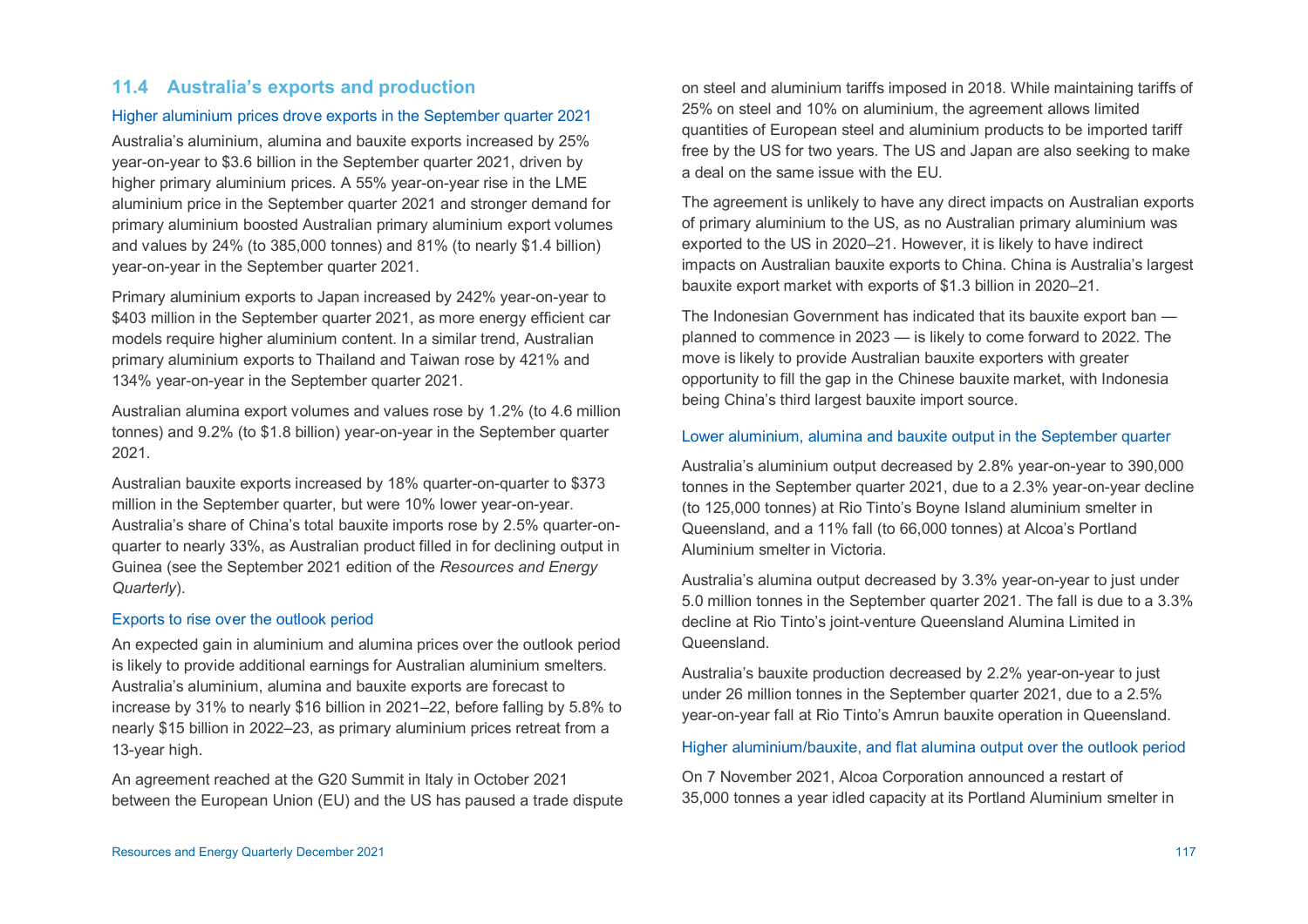## 11.4 Australia's exports and production

### Higher aluminium prices drove exports in the September quarter 2021

Australia's aluminium, alumina and bauxite exports increased by 25% year-on-year to $3.6 billion in the September quarter 2021, driven by higher primary aluminium prices. A 55% year-on-year rise in the LME aluminium price in the September quarter 2021 and stronger demand for primary aluminium boosted Australian primary aluminium export volumes and values by 24% (to 385,000 tonnes) and 81% (to nearly $1.4 billion) year-on-year in the September quarter 2021.

Primary aluminium exports to Japan increased by 242% year-on-year to $403 million in the September quarter 2021, as more energy efficient car models require higher aluminium content. In a similar trend, Australian primary aluminium exports to Thailand and Taiwan rose by 421% and 134% year-on-year in the September quarter 2021.

Australian alumina export volumes and values rose by 1.2% (to 4.6 million tonnes) and 9.2% (to $1.8 billion) year-on-year in the September quarter 2021.

Australian bauxite exports increased by 18% quarter-on-quarter to $373 million in the September quarter, but were 10% lower year-on-year. Australia's share of China's total bauxite imports rose by 2.5% quarter-on-quarter to nearly 33%, as Australian product filled in for declining output in Guinea (see the September 2021 edition of the *Resources and Energy Quarterly*).

### Exports to rise over the outlook period

An expected gain in aluminium and alumina prices over the outlook period is likely to provide additional earnings for Australian aluminium smelters. Australia's aluminium, alumina and bauxite exports are forecast to increase by 31% to nearly $16 billion in 2021–22, before falling by 5.8% to nearly $15 billion in 2022–23, as primary aluminium prices retreat from a 13-year high.

An agreement reached at the G20 Summit in Italy in October 2021 between the European Union (EU) and the US has paused a trade dispute on steel and aluminium tariffs imposed in 2018. While maintaining tariffs of 25% on steel and 10% on aluminium, the agreement allows limited quantities of European steel and aluminium products to be imported tariff free by the US for two years. The US and Japan are also seeking to make a deal on the same issue with the EU.

The agreement is unlikely to have any direct impacts on Australian exports of primary aluminium to the US, as no Australian primary aluminium was exported to the US in 2020–21. However, it is likely to have indirect impacts on Australian bauxite exports to China. China is Australia's largest bauxite export market with exports of $1.3 billion in 2020–21.

The Indonesian Government has indicated that its bauxite export ban — planned to commence in 2023 — is likely to come forward to 2022. The move is likely to provide Australian bauxite exporters with greater opportunity to fill the gap in the Chinese bauxite market, with Indonesia being China's third largest bauxite import source.

### Lower aluminium, alumina and bauxite output in the September quarter

Australia's aluminium output decreased by 2.8% year-on-year to 390,000 tonnes in the September quarter 2021, due to a 2.3% year-on-year decline (to 125,000 tonnes) at Rio Tinto's Boyne Island aluminium smelter in Queensland, and a 11% fall (to 66,000 tonnes) at Alcoa's Portland Aluminium smelter in Victoria.

Australia's alumina output decreased by 3.3% year-on-year to just under 5.0 million tonnes in the September quarter 2021. The fall is due to a 3.3% decline at Rio Tinto's joint-venture Queensland Alumina Limited in Queensland.

Australia's bauxite production decreased by 2.2% year-on-year to just under 26 million tonnes in the September quarter 2021, due to a 2.5% year-on-year fall at Rio Tinto's Amrun bauxite operation in Queensland.

### Higher aluminium/bauxite, and flat alumina output over the outlook period

On 7 November 2021, Alcoa Corporation announced a restart of 35,000 tonnes a year idled capacity at its Portland Aluminium smelter in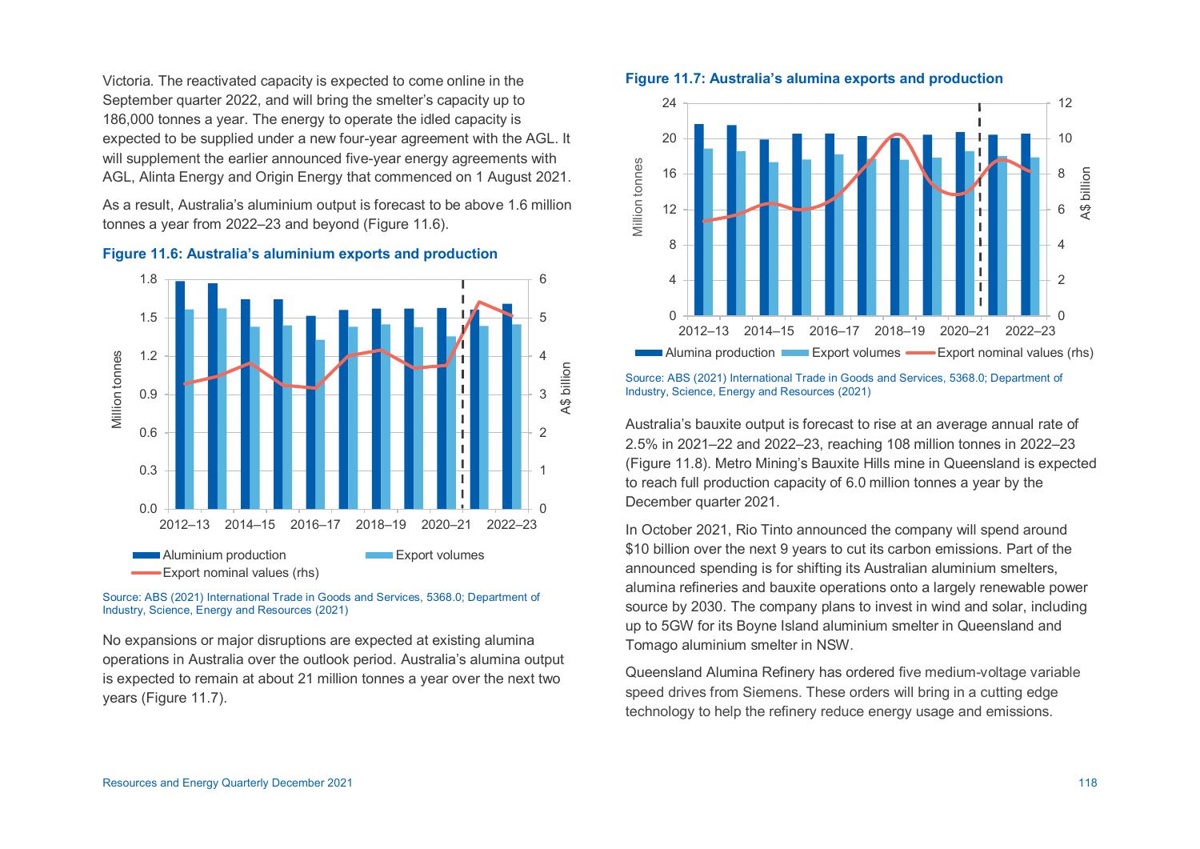Victoria. The reactivated capacity is expected to come online in the September quarter 2022, and will bring the smelter's capacity up to 186,000 tonnes a year. The energy to operate the idled capacity is expected to be supplied under a new four-year agreement with the AGL. It will supplement the earlier announced five-year energy agreements with AGL, Alinta Energy and Origin Energy that commenced on 1 August 2021.

As a result, Australia's aluminium output is forecast to be above 1.6 million tonnes a year from 2022–23 and beyond (Figure 11.6).

**Figure 11.6: Australia's aluminium exports and production**

Source: ABS (2021) International Trade in Goods and Services, 5368.0; Department of Industry, Science, Energy and Resources (2021)

No expansions or major disruptions are expected at existing alumina operations in Australia over the outlook period. Australia's alumina output is expected to remain at about 21 million tonnes a year over the next two years (Figure 11.7).

**Figure 11.7: Australia's alumina exports and production**

Source: ABS (2021) International Trade in Goods and Services, 5368.0; Department of Industry, Science, Energy and Resources (2021)

Australia's bauxite output is forecast to rise at an average annual rate of 2.5% in 2021–22 and 2022–23, reaching 108 million tonnes in 2022–23 (Figure 11.8). Metro Mining's Bauxite Hills mine in Queensland is expected to reach full production capacity of 6.0 million tonnes a year by the December quarter 2021.

In October 2021, Rio Tinto announced the company will spend around $10 billion over the next 9 years to cut its carbon emissions. Part of the announced spending is for shifting its Australian aluminium smelters, alumina refineries and bauxite operations onto a largely renewable power source by 2030. The company plans to invest in wind and solar, including up to 5GW for its Boyne Island aluminium smelter in Queensland and Tomago aluminium smelter in NSW.

Queensland Alumina Refinery has ordered five medium-voltage variable speed drives from Siemens. These orders will bring in a cutting edge technology to help the refinery reduce energy usage and emissions.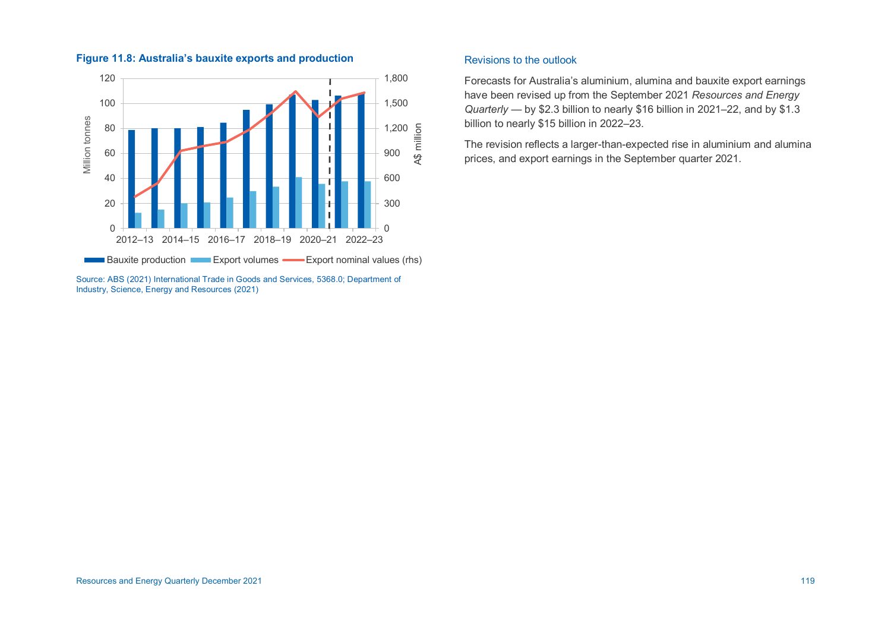**Figure 11.8: Australia's bauxite exports and production**

Source: ABS (2021) International Trade in Goods and Services, 5368.0; Department of Industry, Science, Energy and Resources (2021)

## Revisions to the outlook

Forecasts for Australia's aluminium, alumina and bauxite export earnings have been revised up from the September 2021 *Resources and Energy Quarterly* — by $2.3 billion to nearly $16 billion in 2021–22, and by $1.3 billion to nearly $15 billion in 2022–23.

The revision reflects a larger-than-expected rise in aluminium and alumina prices, and export earnings in the September quarter 2021.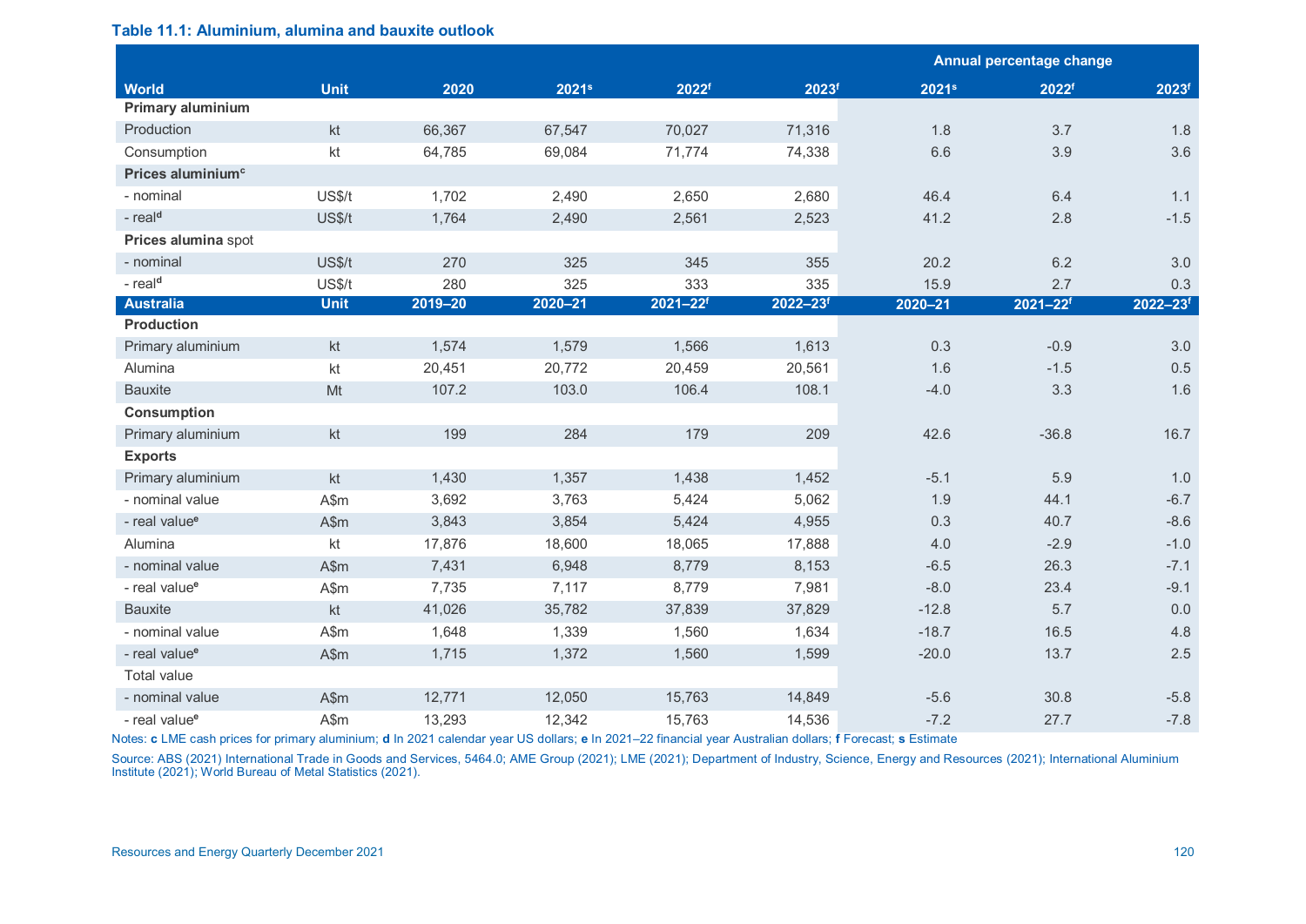**Table 11.1: Aluminium, alumina and bauxite outlook**

| | | | | | | Annual percentage change | | |
|---|---|---|---|---|---|---|---|---|
| **World** | **Unit** | **2020** | **2021[s]** | **2022[f]** | **2023[f]** | **2021[s]** | **2022[f]** | **2023[f]** |
| **Primary aluminium** | | | | | | | | |
| Production | kt | 66,367 | 67,547 | 70,027 | 71,316 | 1.8 | 3.7 | 1.8 |
| Consumption | kt | 64,785 | 69,084 | 71,774 | 74,338 | 6.6 | 3.9 | 3.6 |
| **Prices aluminium[c]** | | | | | | | | |
| - nominal | US$/t | 1,702 | 2,490 | 2,650 | 2,680 | 46.4 | 6.4 | 1.1 |
| - real[d] | US$/t | 1,764 | 2,490 | 2,561 | 2,523 | 41.2 | 2.8 | -1.5 |
| **Prices alumina** spot | | | | | | | | |
| - nominal | US$/t | 270 | 325 | 345 | 355 | 20.2 | 6.2 | 3.0 |
| - real[d] | US$/t | 280 | 325 | 333 | 335 | 15.9 | 2.7 | 0.3 |
| **Australia** | **Unit** | **2019–20** | **2020–21** | **2021–22[f]** | **2022–23[f]** | **2020–21** | **2021–22[f]** | **2022–23[f]** |
| **Production** | | | | | | | | |
| Primary aluminium | kt | 1,574 | 1,579 | 1,566 | 1,613 | 0.3 | -0.9 | 3.0 |
| Alumina | kt | 20,451 | 20,772 | 20,459 | 20,561 | 1.6 | -1.5 | 0.5 |
| Bauxite | Mt | 107.2 | 103.0 | 106.4 | 108.1 | -4.0 | 3.3 | 1.6 |
| **Consumption** | | | | | | | | |
| Primary aluminium | kt | 199 | 284 | 179 | 209 | 42.6 | -36.8 | 16.7 |
| **Exports** | | | | | | | | |
| Primary aluminium | kt | 1,430 | 1,357 | 1,438 | 1,452 | -5.1 | 5.9 | 1.0 |
| - nominal value | A$m | 3,692 | 3,763 | 5,424 | 5,062 | 1.9 | 44.1 | -6.7 |
| - real value[e] | A$m | 3,843 | 3,854 | 5,424 | 4,955 | 0.3 | 40.7 | -8.6 |
| Alumina | kt | 17,876 | 18,600 | 18,065 | 17,888 | 4.0 | -2.9 | -1.0 |
| - nominal value | A$m | 7,431 | 6,948 | 8,779 | 8,153 | -6.5 | 26.3 | -7.1 |
| - real value[e] | A$m | 7,735 | 7,117 | 8,779 | 7,981 | -8.0 | 23.4 | -9.1 |
| Bauxite | kt | 41,026 | 35,782 | 37,839 | 37,829 | -12.8 | 5.7 | 0.0 |
| - nominal value | A$m | 1,648 | 1,339 | 1,560 | 1,634 | -18.7 | 16.5 | 4.8 |
| - real value[e] | A$m | 1,715 | 1,372 | 1,560 | 1,599 | -20.0 | 13.7 | 2.5 |
| Total value | | | | | | | | |
| - nominal value | A$m | 12,771 | 12,050 | 15,763 | 14,849 | -5.6 | 30.8 | -5.8 |
| - real value[e] | A$m | 13,293 | 12,342 | 15,763 | 14,536 | -7.2 | 27.7 | -7.8 |

Notes: **c** LME cash prices for primary aluminium; **d** In 2021 calendar year US dollars; **e** In 2021–22 financial year Australian dollars; **f** Forecast; **s** Estimate

Source: ABS (2021) International Trade in Goods and Services, 5464.0; AME Group (2021); LME (2021); Department of Industry, Science, Energy and Resources (2021); International Aluminium Institute (2021); World Bureau of Metal Statistics (2021).